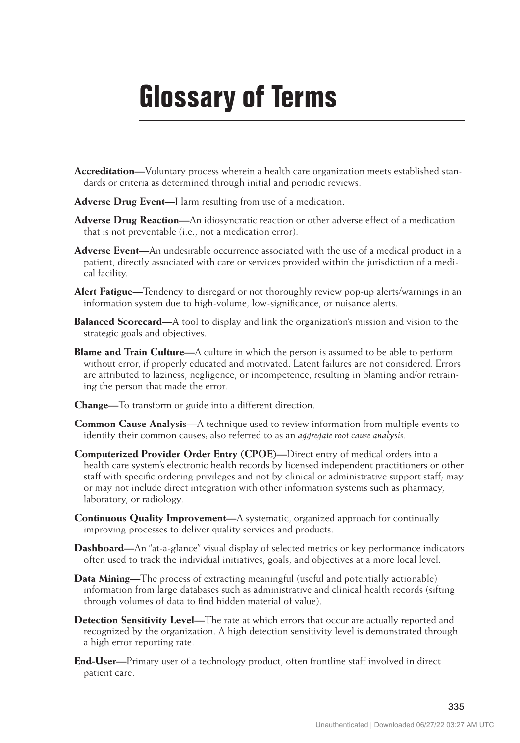# Glossary of Terms

**Accreditation—**Voluntary process wherein a health care organization meets established standards or criteria as determined through initial and periodic reviews.

**Adverse Drug Event—**Harm resulting from use of a medication.

**Adverse Drug Reaction—**An idiosyncratic reaction or other adverse effect of a medication that is not preventable (i.e., not a medication error).

**Adverse Event—**An undesirable occurrence associated with the use of a medical product in a patient, directly associated with care or services provided within the jurisdiction of a medical facility.

**Alert Fatigue—**Tendency to disregard or not thoroughly review pop-up alerts/warnings in an information system due to high-volume, low-significance, or nuisance alerts.

**Balanced Scorecard—**A tool to display and link the organization's mission and vision to the strategic goals and objectives.

**Blame and Train Culture—**A culture in which the person is assumed to be able to perform without error, if properly educated and motivated. Latent failures are not considered. Errors are attributed to laziness, negligence, or incompetence, resulting in blaming and/or retraining the person that made the error.

**Change—**To transform or guide into a different direction.

**Common Cause Analysis—**A technique used to review information from multiple events to identify their common causes; also referred to as an *aggregate root cause analysis*.

**Computerized Provider Order Entry (CPOE)—**Direct entry of medical orders into a health care system's electronic health records by licensed independent practitioners or other staff with specific ordering privileges and not by clinical or administrative support staff; may or may not include direct integration with other information systems such as pharmacy, laboratory, or radiology.

**Continuous Quality Improvement—**A systematic, organized approach for continually improving processes to deliver quality services and products.

**Dashboard—**An "at-a-glance" visual display of selected metrics or key performance indicators often used to track the individual initiatives, goals, and objectives at a more local level.

**Data Mining—**The process of extracting meaningful (useful and potentially actionable) information from large databases such as administrative and clinical health records (sifting through volumes of data to find hidden material of value).

**Detection Sensitivity Level—**The rate at which errors that occur are actually reported and recognized by the organization. A high detection sensitivity level is demonstrated through a high error reporting rate.

**End-User—**Primary user of a technology product, often frontline staff involved in direct patient care.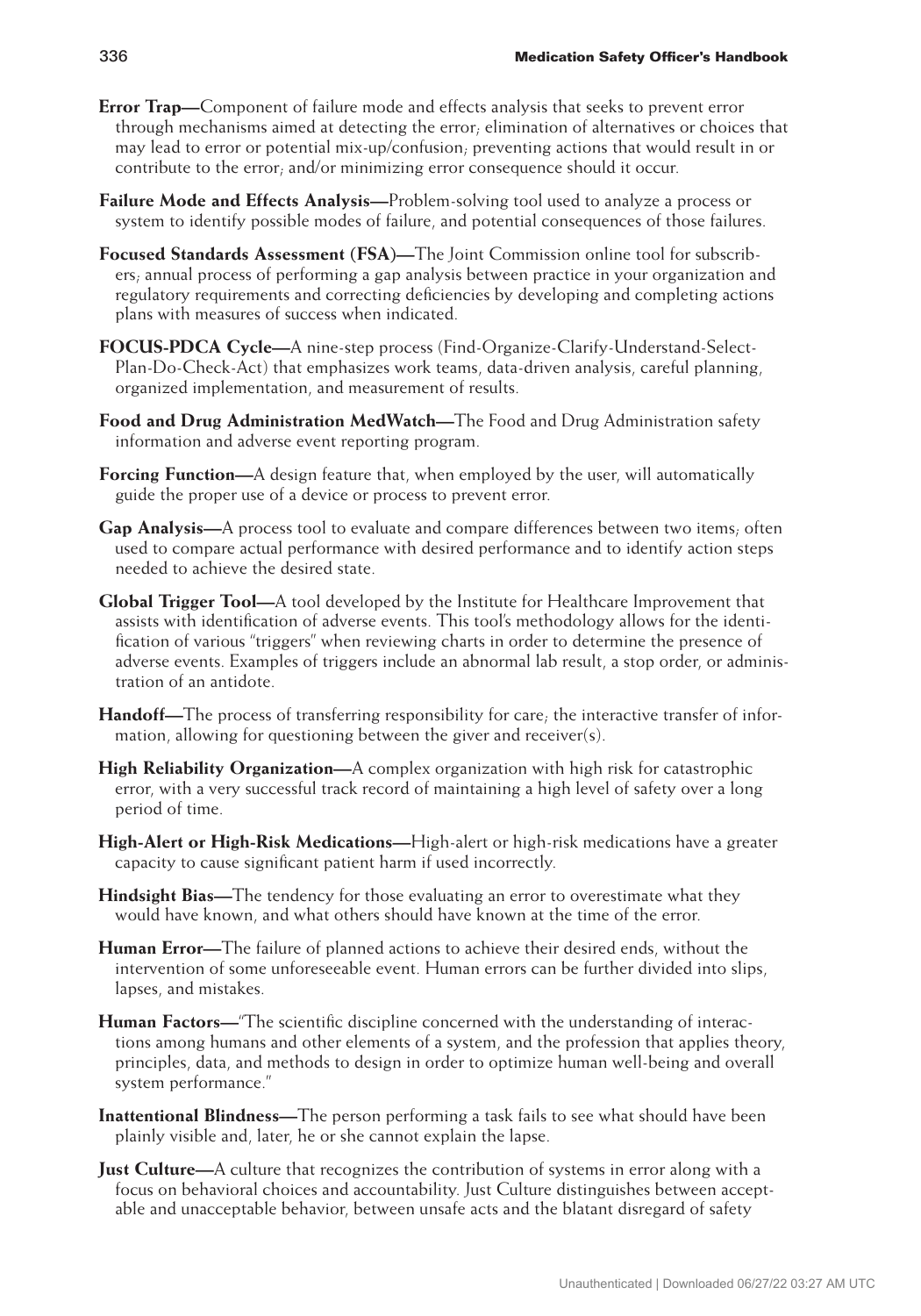**Error Trap—**Component of failure mode and effects analysis that seeks to prevent error through mechanisms aimed at detecting the error; elimination of alternatives or choices that may lead to error or potential mix-up/confusion; preventing actions that would result in or contribute to the error; and/or minimizing error consequence should it occur.

**Failure Mode and Effects Analysis—**Problem-solving tool used to analyze a process or system to identify possible modes of failure, and potential consequences of those failures.

**Focused Standards Assessment (FSA)—**The Joint Commission online tool for subscribers; annual process of performing a gap analysis between practice in your organization and regulatory requirements and correcting deficiencies by developing and completing actions plans with measures of success when indicated.

**FOCUS-PDCA Cycle—**A nine-step process (Find-Organize-Clarify-Understand-Select-Plan-Do-Check-Act) that emphasizes work teams, data-driven analysis, careful planning, organized implementation, and measurement of results.

**Food and Drug Administration MedWatch—**The Food and Drug Administration safety information and adverse event reporting program.

**Forcing Function—**A design feature that, when employed by the user, will automatically guide the proper use of a device or process to prevent error.

**Gap Analysis—**A process tool to evaluate and compare differences between two items; often used to compare actual performance with desired performance and to identify action steps needed to achieve the desired state.

**Global Trigger Tool—**A tool developed by the Institute for Healthcare Improvement that assists with identification of adverse events. This tool's methodology allows for the identification of various "triggers" when reviewing charts in order to determine the presence of adverse events. Examples of triggers include an abnormal lab result, a stop order, or administration of an antidote.

**Handoff—**The process of transferring responsibility for care; the interactive transfer of information, allowing for questioning between the giver and receiver(s).

**High Reliability Organization—**A complex organization with high risk for catastrophic error, with a very successful track record of maintaining a high level of safety over a long period of time.

**High-Alert or High-Risk Medications—**High-alert or high-risk medications have a greater capacity to cause significant patient harm if used incorrectly.

**Hindsight Bias—**The tendency for those evaluating an error to overestimate what they would have known, and what others should have known at the time of the error.

**Human Error—**The failure of planned actions to achieve their desired ends, without the intervention of some unforeseeable event. Human errors can be further divided into slips, lapses, and mistakes.

**Human Factors—**"The scientific discipline concerned with the understanding of interactions among humans and other elements of a system, and the profession that applies theory, principles, data, and methods to design in order to optimize human well-being and overall system performance."

**Inattentional Blindness—**The person performing a task fails to see what should have been plainly visible and, later, he or she cannot explain the lapse.

**Just Culture—**A culture that recognizes the contribution of systems in error along with a focus on behavioral choices and accountability. Just Culture distinguishes between acceptable and unacceptable behavior, between unsafe acts and the blatant disregard of safety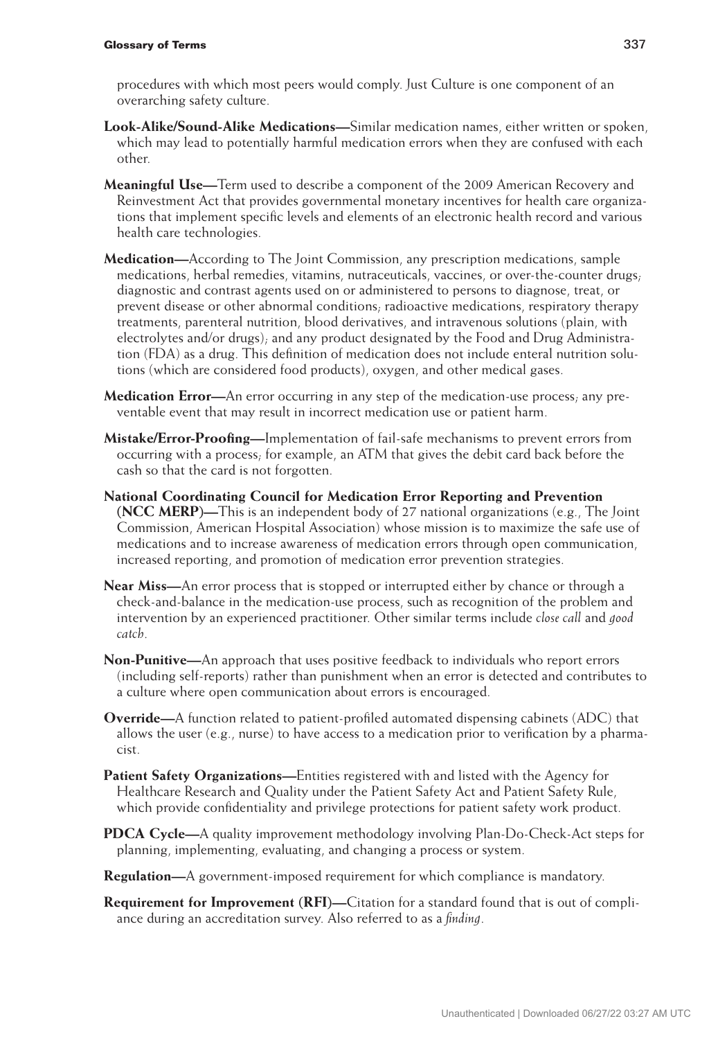procedures with which most peers would comply. Just Culture is one component of an overarching safety culture.

**Look-Alike/Sound-Alike Medications—**Similar medication names, either written or spoken, which may lead to potentially harmful medication errors when they are confused with each other.

**Meaningful Use—**Term used to describe a component of the 2009 American Recovery and Reinvestment Act that provides governmental monetary incentives for health care organizations that implement specific levels and elements of an electronic health record and various health care technologies.

**Medication—**According to The Joint Commission, any prescription medications, sample medications, herbal remedies, vitamins, nutraceuticals, vaccines, or over-the-counter drugs; diagnostic and contrast agents used on or administered to persons to diagnose, treat, or prevent disease or other abnormal conditions; radioactive medications, respiratory therapy treatments, parenteral nutrition, blood derivatives, and intravenous solutions (plain, with electrolytes and/or drugs); and any product designated by the Food and Drug Administration (FDA) as a drug. This definition of medication does not include enteral nutrition solutions (which are considered food products), oxygen, and other medical gases.

**Medication Error—**An error occurring in any step of the medication-use process; any preventable event that may result in incorrect medication use or patient harm.

**Mistake/Error-Proofing—**Implementation of fail-safe mechanisms to prevent errors from occurring with a process; for example, an ATM that gives the debit card back before the cash so that the card is not forgotten.

**National Coordinating Council for Medication Error Reporting and Prevention (NCC MERP)—**This is an independent body of 27 national organizations (e.g., The Joint Commission, American Hospital Association) whose mission is to maximize the safe use of medications and to increase awareness of medication errors through open communication, increased reporting, and promotion of medication error prevention strategies.

**Near Miss—**An error process that is stopped or interrupted either by chance or through a check-and-balance in the medication-use process, such as recognition of the problem and intervention by an experienced practitioner. Other similar terms include *close call* and *good catch*.

**Non-Punitive—**An approach that uses positive feedback to individuals who report errors (including self-reports) rather than punishment when an error is detected and contributes to a culture where open communication about errors is encouraged.

**Override—**A function related to patient-profiled automated dispensing cabinets (ADC) that allows the user (e.g., nurse) to have access to a medication prior to verification by a pharmacist.

**Patient Safety Organizations—**Entities registered with and listed with the Agency for Healthcare Research and Quality under the Patient Safety Act and Patient Safety Rule, which provide confidentiality and privilege protections for patient safety work product.

**PDCA Cycle—**A quality improvement methodology involving Plan-Do-Check-Act steps for planning, implementing, evaluating, and changing a process or system.

**Regulation—**A government-imposed requirement for which compliance is mandatory.

**Requirement for Improvement (RFI)—**Citation for a standard found that is out of compliance during an accreditation survey. Also referred to as a *finding*.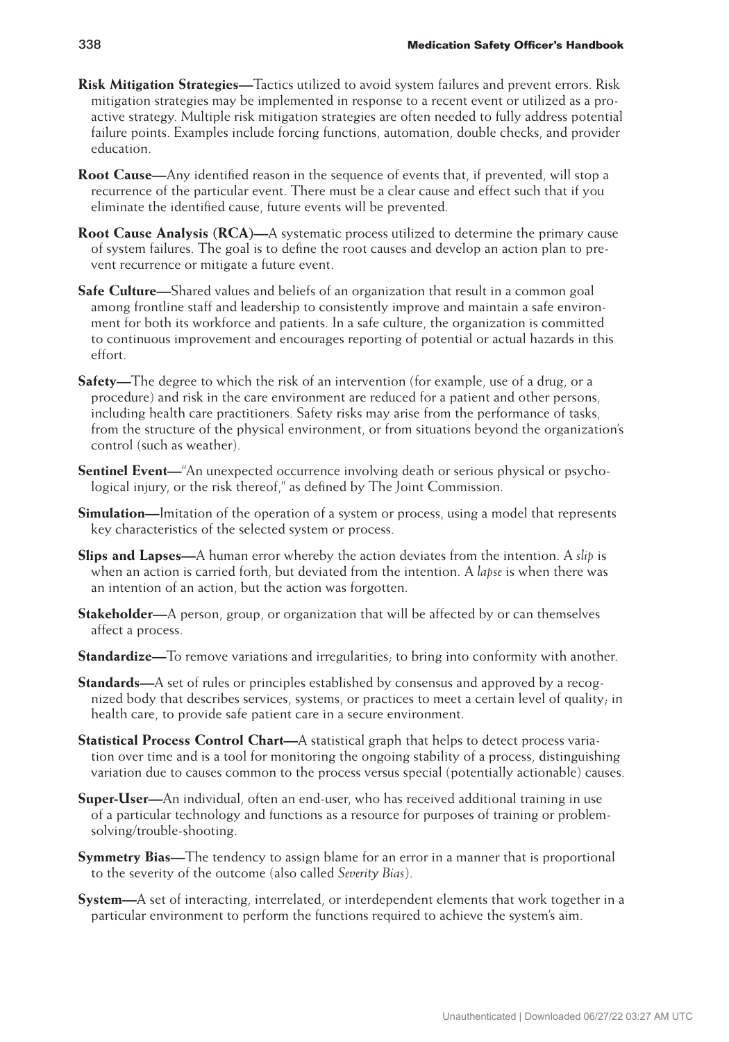**Risk Mitigation Strategies—**Tactics utilized to avoid system failures and prevent errors. Risk mitigation strategies may be implemented in response to a recent event or utilized as a proactive strategy. Multiple risk mitigation strategies are often needed to fully address potential failure points. Examples include forcing functions, automation, double checks, and provider education.

**Root Cause—**Any identified reason in the sequence of events that, if prevented, will stop a recurrence of the particular event. There must be a clear cause and effect such that if you eliminate the identified cause, future events will be prevented.

**Root Cause Analysis (RCA)—**A systematic process utilized to determine the primary cause of system failures. The goal is to define the root causes and develop an action plan to prevent recurrence or mitigate a future event.

**Safe Culture—**Shared values and beliefs of an organization that result in a common goal among frontline staff and leadership to consistently improve and maintain a safe environment for both its workforce and patients. In a safe culture, the organization is committed to continuous improvement and encourages reporting of potential or actual hazards in this effort.

**Safety—**The degree to which the risk of an intervention (for example, use of a drug, or a procedure) and risk in the care environment are reduced for a patient and other persons, including health care practitioners. Safety risks may arise from the performance of tasks, from the structure of the physical environment, or from situations beyond the organization's control (such as weather).

**Sentinel Event—**"An unexpected occurrence involving death or serious physical or psychological injury, or the risk thereof," as defined by The Joint Commission.

**Simulation—**Imitation of the operation of a system or process, using a model that represents key characteristics of the selected system or process.

**Slips and Lapses—**A human error whereby the action deviates from the intention. A *slip* is when an action is carried forth, but deviated from the intention. A *lapse* is when there was an intention of an action, but the action was forgotten.

**Stakeholder—**A person, group, or organization that will be affected by or can themselves affect a process.

**Standardize—**To remove variations and irregularities; to bring into conformity with another.

**Standards—**A set of rules or principles established by consensus and approved by a recognized body that describes services, systems, or practices to meet a certain level of quality; in health care, to provide safe patient care in a secure environment.

**Statistical Process Control Chart—**A statistical graph that helps to detect process variation over time and is a tool for monitoring the ongoing stability of a process, distinguishing variation due to causes common to the process versus special (potentially actionable) causes.

**Super-User—**An individual, often an end-user, who has received additional training in use of a particular technology and functions as a resource for purposes of training or problem-solving/trouble-shooting.

**Symmetry Bias—**The tendency to assign blame for an error in a manner that is proportional to the severity of the outcome (also called *Severity Bias*).

**System—**A set of interacting, interrelated, or interdependent elements that work together in a particular environment to perform the functions required to achieve the system's aim.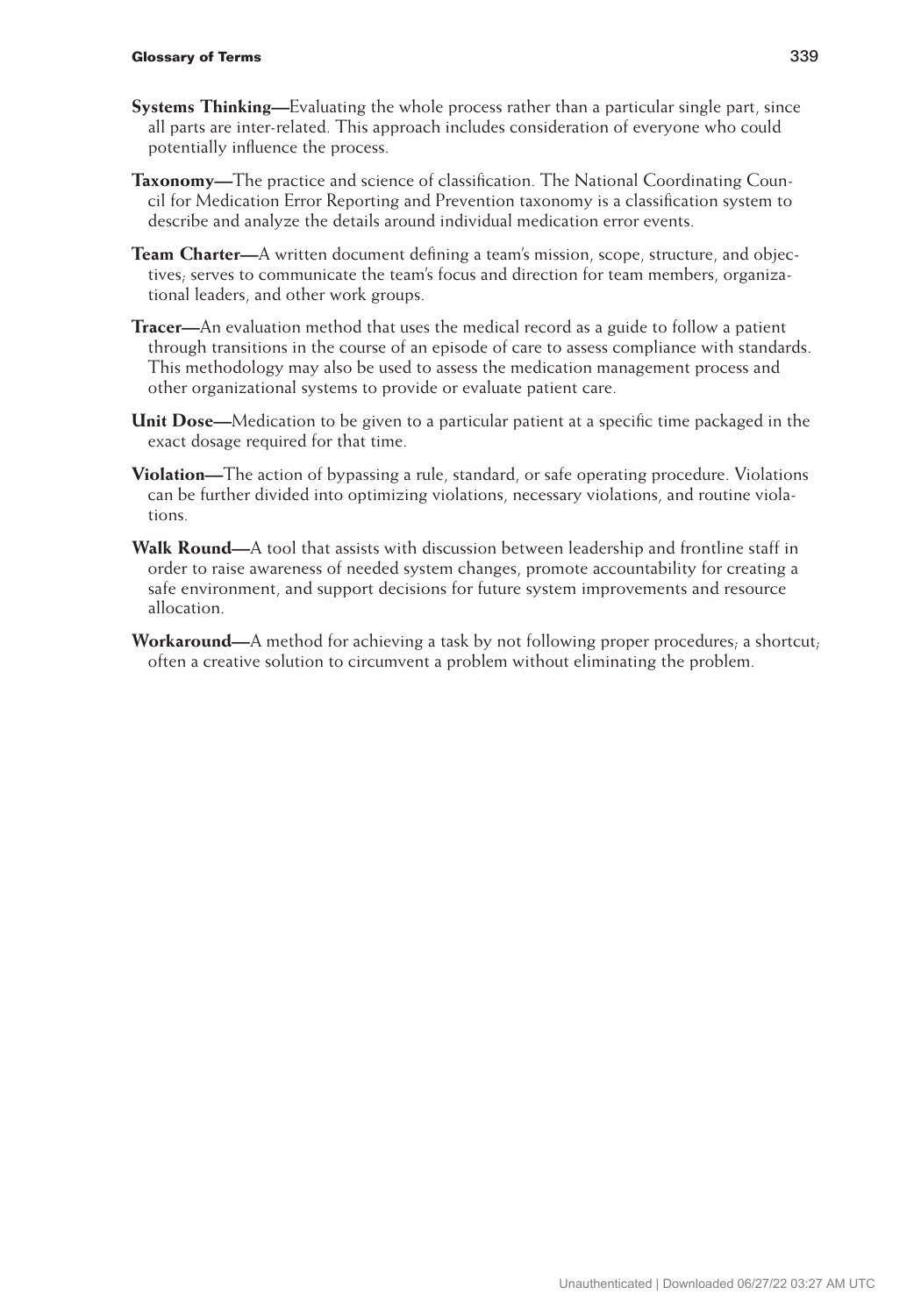**Systems Thinking—**Evaluating the whole process rather than a particular single part, since all parts are inter-related. This approach includes consideration of everyone who could potentially influence the process.

**Taxonomy—**The practice and science of classification. The National Coordinating Council for Medication Error Reporting and Prevention taxonomy is a classification system to describe and analyze the details around individual medication error events.

**Team Charter—**A written document defining a team's mission, scope, structure, and objectives; serves to communicate the team's focus and direction for team members, organizational leaders, and other work groups.

**Tracer—**An evaluation method that uses the medical record as a guide to follow a patient through transitions in the course of an episode of care to assess compliance with standards. This methodology may also be used to assess the medication management process and other organizational systems to provide or evaluate patient care.

**Unit Dose—**Medication to be given to a particular patient at a specific time packaged in the exact dosage required for that time.

**Violation—**The action of bypassing a rule, standard, or safe operating procedure. Violations can be further divided into optimizing violations, necessary violations, and routine violations.

**Walk Round—**A tool that assists with discussion between leadership and frontline staff in order to raise awareness of needed system changes, promote accountability for creating a safe environment, and support decisions for future system improvements and resource allocation.

**Workaround—**A method for achieving a task by not following proper procedures; a shortcut; often a creative solution to circumvent a problem without eliminating the problem.